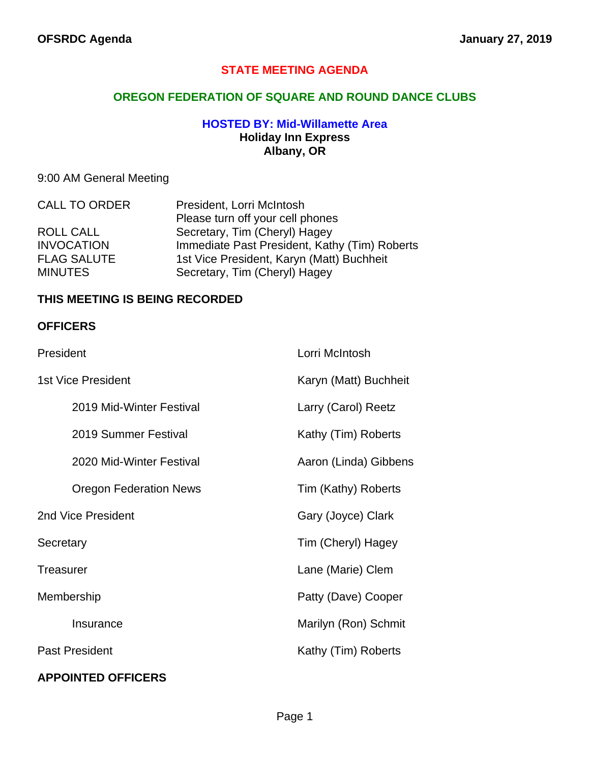# STATE MEETING AGENDA

## OREGON FEDERATION OF SQUARE AND ROUND DANCE CLUBS

### HOSTED BY: Mid-Willamette Area

**Holiday Inn Express**
**Albany, OR**

9:00 AM General Meeting

| | |
|---|---|
| CALL TO ORDER | President, Lorri McIntosh<br>Please turn off your cell phones |
| ROLL CALL | Secretary, Tim (Cheryl) Hagey |
| INVOCATION | Immediate Past President, Kathy (Tim) Roberts |
| FLAG SALUTE | 1st Vice President, Karyn (Matt) Buchheit |
| MINUTES | Secretary, Tim (Cheryl) Hagey |

**THIS MEETING IS BEING RECORDED**

**OFFICERS**

| | |
|---|---|
| President | Lorri McIntosh |
| 1st Vice President | Karyn (Matt) Buchheit |
| 2019 Mid-Winter Festival | Larry (Carol) Reetz |
| 2019 Summer Festival | Kathy (Tim) Roberts |
| 2020 Mid-Winter Festival | Aaron (Linda) Gibbens |
| Oregon Federation News | Tim (Kathy) Roberts |
| 2nd Vice President | Gary (Joyce) Clark |
| Secretary | Tim (Cheryl) Hagey |
| Treasurer | Lane (Marie) Clem |
| Membership | Patty (Dave) Cooper |
| Insurance | Marilyn (Ron) Schmit |
| Past President | Kathy (Tim) Roberts |

**APPOINTED OFFICERS**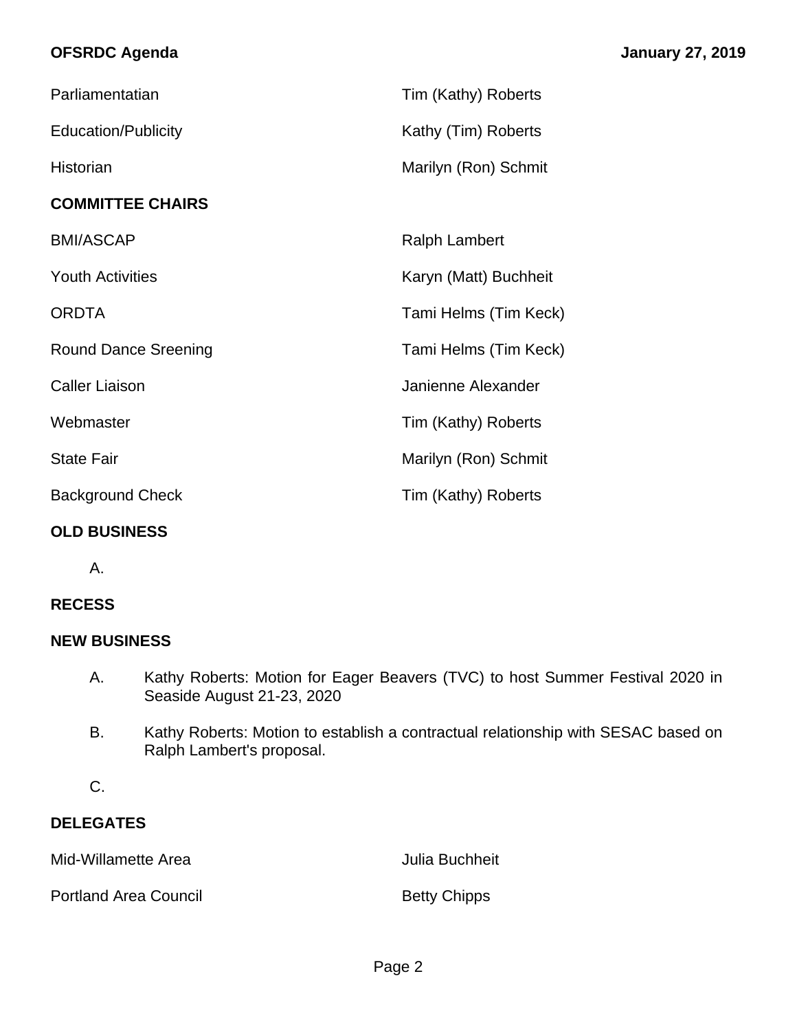Parliamentatian Tim (Kathy) Roberts

Education/Publicity Kathy (Tim) Roberts

Historian Marilyn (Ron) Schmit

**COMMITTEE CHAIRS**

BMI/ASCAP Ralph Lambert

Youth Activities Karyn (Matt) Buchheit

ORDTA Tami Helms (Tim Keck)

Round Dance Sreening Tami Helms (Tim Keck)

Caller Liaison Janienne Alexander

Webmaster Tim (Kathy) Roberts

State Fair Marilyn (Ron) Schmit

Background Check Tim (Kathy) Roberts

**OLD BUSINESS**

A.

**RECESS**

**NEW BUSINESS**

A. Kathy Roberts: Motion for Eager Beavers (TVC) to host Summer Festival 2020 in Seaside August 21-23, 2020

B. Kathy Roberts: Motion to establish a contractual relationship with SESAC based on Ralph Lambert's proposal.

C.

**DELEGATES**

Mid-Willamette Area Julia Buchheit

Portland Area Council Betty Chipps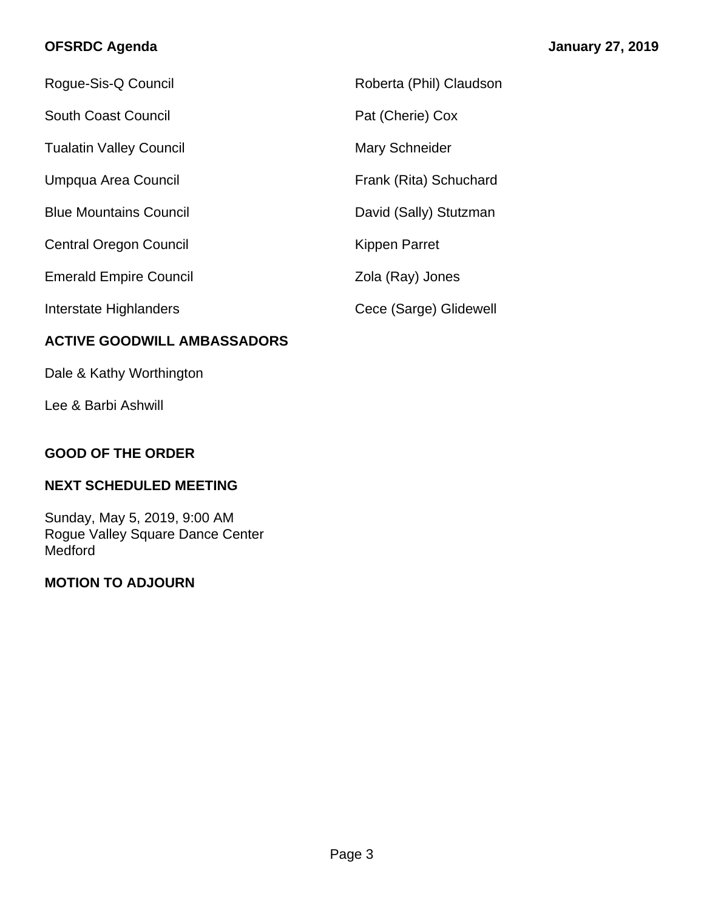| | |
|---|---|
| Rogue-Sis-Q Council | Roberta (Phil) Claudson |
| South Coast Council | Pat (Cherie) Cox |
| Tualatin Valley Council | Mary Schneider |
| Umpqua Area Council | Frank (Rita) Schuchard |
| Blue Mountains Council | David (Sally) Stutzman |
| Central Oregon Council | Kippen Parret |
| Emerald Empire Council | Zola (Ray) Jones |
| Interstate Highlanders | Cece (Sarge) Glidewell |

**ACTIVE GOODWILL AMBASSADORS**

Dale & Kathy Worthington

Lee & Barbi Ashwill

**GOOD OF THE ORDER**

**NEXT SCHEDULED MEETING**

Sunday, May 5, 2019, 9:00 AM
Rogue Valley Square Dance Center
Medford

**MOTION TO ADJOURN**